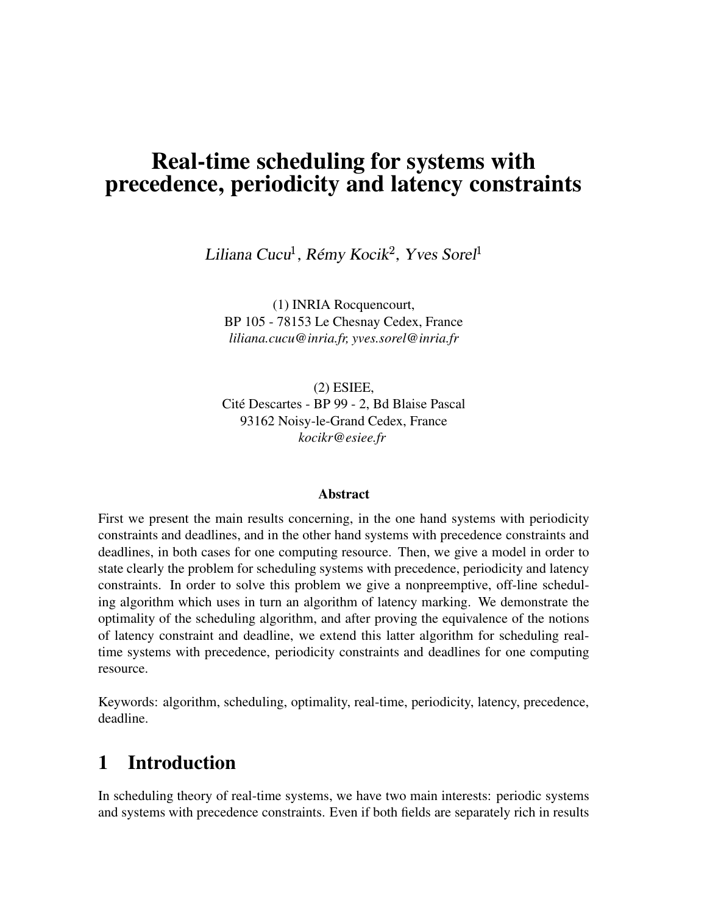# Real-time scheduling for systems with precedence, periodicity and latency constraints

*Liliana Cucu*[1], *Rémy Kocik*[2], *Yves Sorel*[1]

(1) INRIA Rocquencourt,
BP 105 - 78153 Le Chesnay Cedex, France
*liliana.cucu@inria.fr, yves.sorel@inria.fr*

(2) ESIEE,
Cité Descartes - BP 99 - 2, Bd Blaise Pascal
93162 Noisy-le-Grand Cedex, France
*kocikr@esiee.fr*

**Abstract**

First we present the main results concerning, in the one hand systems with periodicity constraints and deadlines, and in the other hand systems with precedence constraints and deadlines, in both cases for one computing resource. Then, we give a model in order to state clearly the problem for scheduling systems with precedence, periodicity and latency constraints. In order to solve this problem we give a nonpreemptive, off-line scheduling algorithm which uses in turn an algorithm of latency marking. We demonstrate the optimality of the scheduling algorithm, and after proving the equivalence of the notions of latency constraint and deadline, we extend this latter algorithm for scheduling real-time systems with precedence, periodicity constraints and deadlines for one computing resource.

Keywords: algorithm, scheduling, optimality, real-time, periodicity, latency, precedence, deadline.

## 1 Introduction

In scheduling theory of real-time systems, we have two main interests: periodic systems and systems with precedence constraints. Even if both fields are separately rich in results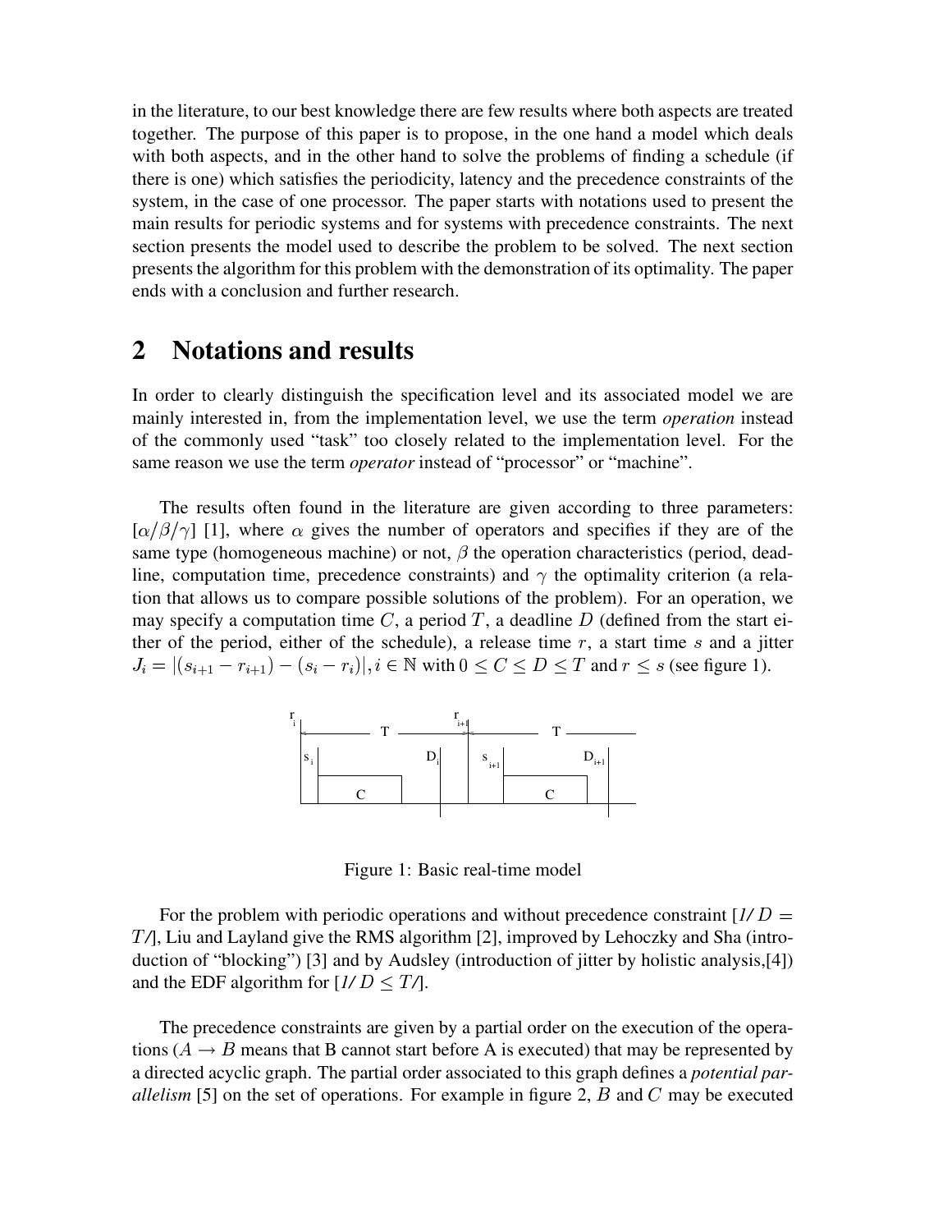in the literature, to our best knowledge there are few results where both aspects are treated together. The purpose of this paper is to propose, in the one hand a model which deals with both aspects, and in the other hand to solve the problems of finding a schedule (if there is one) which satisfies the periodicity, latency and the precedence constraints of the system, in the case of one processor. The paper starts with notations used to present the main results for periodic systems and for systems with precedence constraints. The next section presents the model used to describe the problem to be solved. The next section presents the algorithm for this problem with the demonstration of its optimality. The paper ends with a conclusion and further research.

## 2 Notations and results

In order to clearly distinguish the specification level and its associated model we are mainly interested in, from the implementation level, we use the term *operation* instead of the commonly used "task" too closely related to the implementation level. For the same reason we use the term *operator* instead of "processor" or "machine".

The results often found in the literature are given according to three parameters: $[\alpha/\beta/\gamma]$ [1], where $\alpha$ gives the number of operators and specifies if they are of the same type (homogeneous machine) or not, $\beta$ the operation characteristics (period, deadline, computation time, precedence constraints) and $\gamma$ the optimality criterion (a relation that allows us to compare possible solutions of the problem). For an operation, we may specify a computation time $C$, a period $T$, a deadline $D$ (defined from the start either of the period, either of the schedule), a release time $r$, a start time $s$ and a jitter $J_i = |(s_{i+1} - r_{i+1}) - (s_i - r_i)|, i \in \mathbb{N}$ with $0 \leq C \leq D \leq T$ and $r \leq s$ (see figure 1).

Figure 1: Basic real-time model

For the problem with periodic operations and without precedence constraint [*1/* $D = T$*/*], Liu and Layland give the RMS algorithm [2], improved by Lehoczky and Sha (introduction of "blocking") [3] and by Audsley (introduction of jitter by holistic analysis,[4]) and the EDF algorithm for [*1/* $D \leq T$*/*].

The precedence constraints are given by a partial order on the execution of the operations ($A \rightarrow B$ means that B cannot start before A is executed) that may be represented by a directed acyclic graph. The partial order associated to this graph defines a *potential parallelism* [5] on the set of operations. For example in figure 2, $B$ and $C$ may be executed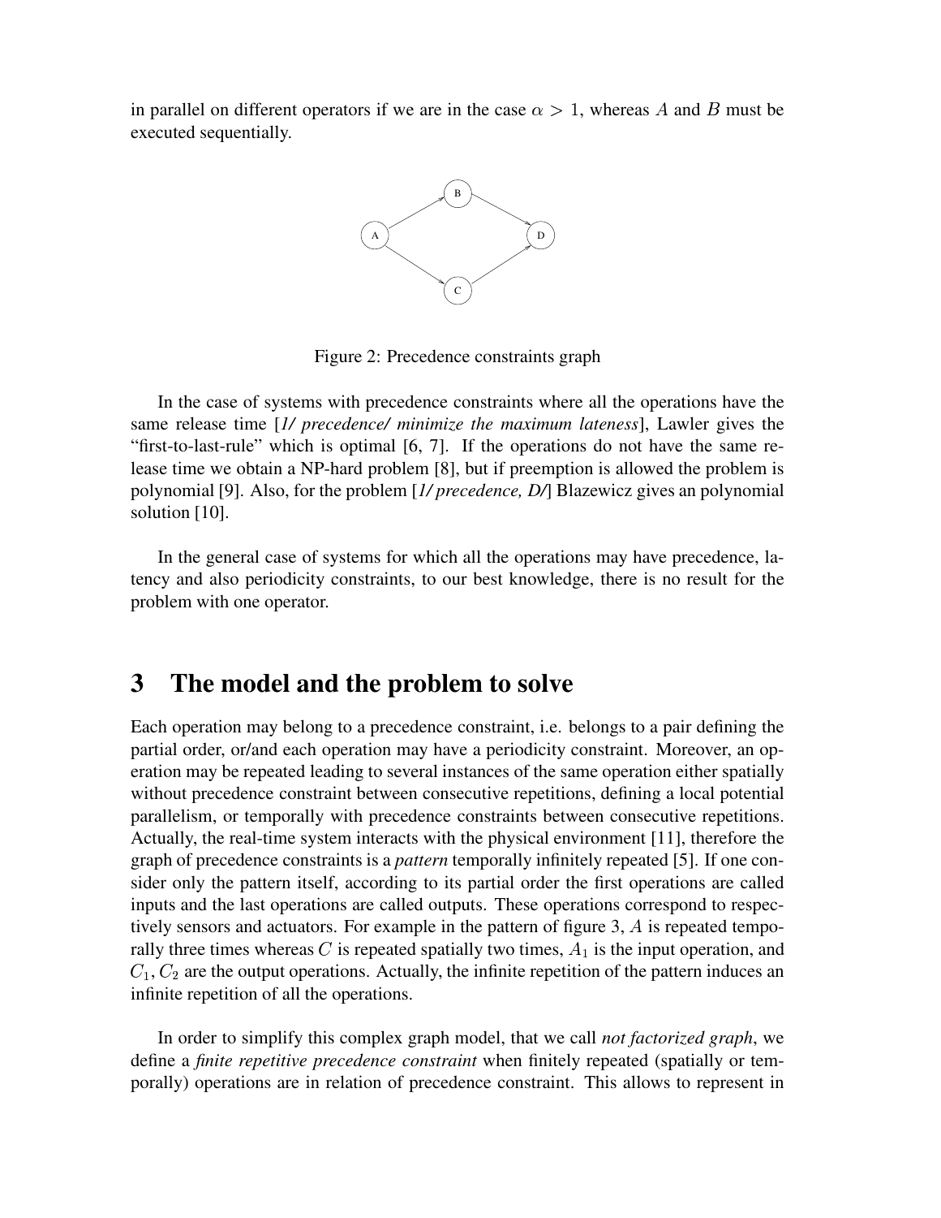in parallel on different operators if we are in the case $\alpha > 1$, whereas $A$ and $B$ must be executed sequentially.

Figure 2: Precedence constraints graph

In the case of systems with precedence constraints where all the operations have the same release time [*1/ precedence/ minimize the maximum lateness*], Lawler gives the "first-to-last-rule" which is optimal [6, 7]. If the operations do not have the same release time we obtain a NP-hard problem [8], but if preemption is allowed the problem is polynomial [9]. Also, for the problem [*1/ precedence, D/*] Blazewicz gives an polynomial solution [10].

In the general case of systems for which all the operations may have precedence, latency and also periodicity constraints, to our best knowledge, there is no result for the problem with one operator.

# 3 The model and the problem to solve

Each operation may belong to a precedence constraint, i.e. belongs to a pair defining the partial order, or/and each operation may have a periodicity constraint. Moreover, an operation may be repeated leading to several instances of the same operation either spatially without precedence constraint between consecutive repetitions, defining a local potential parallelism, or temporally with precedence constraints between consecutive repetitions. Actually, the real-time system interacts with the physical environment [11], therefore the graph of precedence constraints is a *pattern* temporally infinitely repeated [5]. If one consider only the pattern itself, according to its partial order the first operations are called inputs and the last operations are called outputs. These operations correspond to respectively sensors and actuators. For example in the pattern of figure 3, $A$ is repeated temporally three times whereas $C$ is repeated spatially two times, $A_1$ is the input operation, and $C_1, C_2$ are the output operations. Actually, the infinite repetition of the pattern induces an infinite repetition of all the operations.

In order to simplify this complex graph model, that we call *not factorized graph*, we define a *finite repetitive precedence constraint* when finitely repeated (spatially or temporally) operations are in relation of precedence constraint. This allows to represent in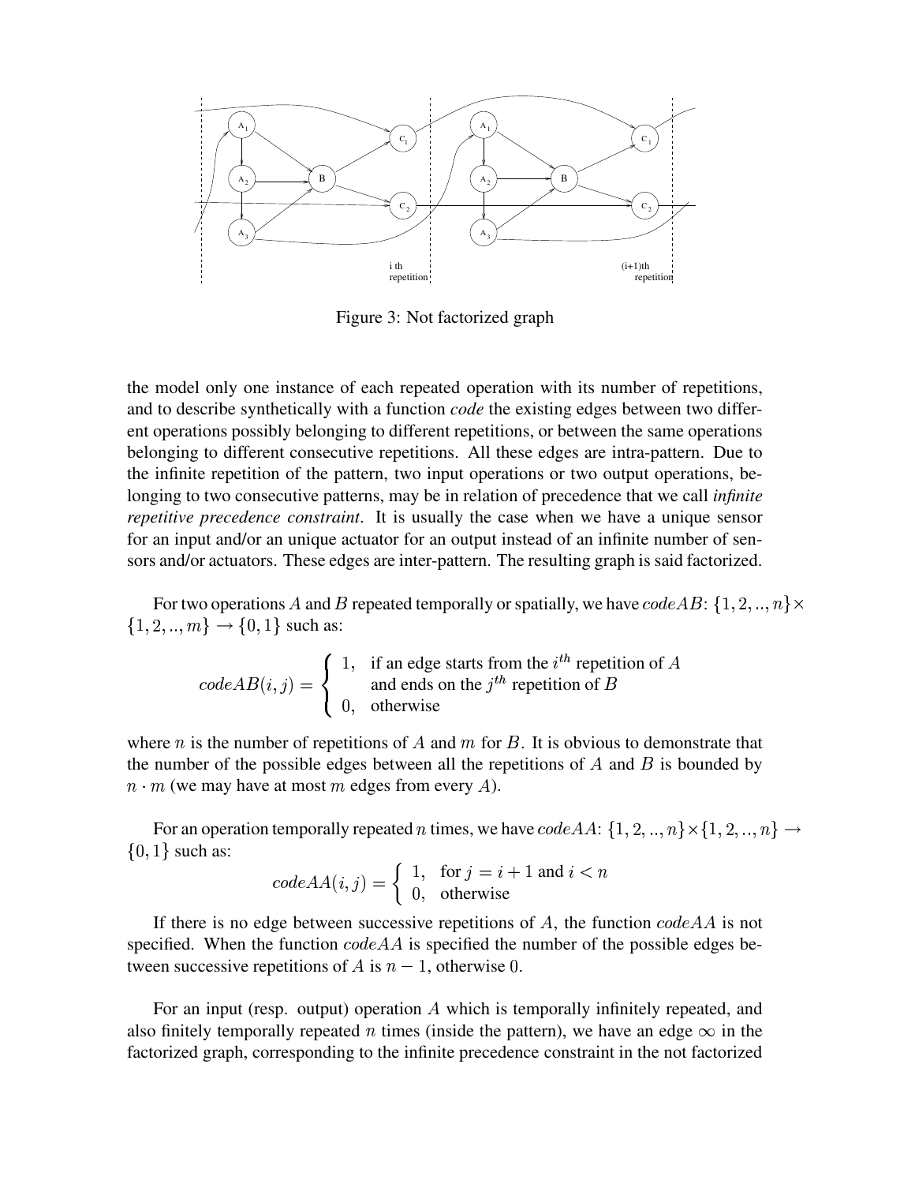Figure 3: Not factorized graph

the model only one instance of each repeated operation with its number of repetitions, and to describe synthetically with a function *code* the existing edges between two different operations possibly belonging to different repetitions, or between the same operations belonging to different consecutive repetitions. All these edges are intra-pattern. Due to the infinite repetition of the pattern, two input operations or two output operations, belonging to two consecutive patterns, may be in relation of precedence that we call *infinite repetitive precedence constraint*. It is usually the case when we have a unique sensor for an input and/or an unique actuator for an output instead of an infinite number of sensors and/or actuators. These edges are inter-pattern. The resulting graph is said factorized.

For two operations $A$ and $B$ repeated temporally or spatially, we have $codeAB$: $\{1, 2, .., n\} \times \{1, 2, .., m\} \rightarrow \{0, 1\}$ such as:

$$codeAB(i, j) = \begin{cases} 1, & \text{if an edge starts from the } i^{th} \text{ repetition of } A \\ & \text{and ends on the } j^{th} \text{ repetition of } B \\ 0, & \text{otherwise} \end{cases}$$

where $n$ is the number of repetitions of $A$ and $m$ for $B$. It is obvious to demonstrate that the number of the possible edges between all the repetitions of $A$ and $B$ is bounded by $n \cdot m$ (we may have at most $m$ edges from every $A$).

For an operation temporally repeated $n$ times, we have $codeAA$: $\{1, 2, .., n\} \times \{1, 2, .., n\} \rightarrow \{0, 1\}$ such as:

$$codeAA(i, j) = \begin{cases} 1, & \text{for } j = i + 1 \text{ and } i < n \\ 0, & \text{otherwise} \end{cases}$$

If there is no edge between successive repetitions of $A$, the function $codeAA$ is not specified. When the function $codeAA$ is specified the number of the possible edges between successive repetitions of $A$ is $n - 1$, otherwise $0$.

For an input (resp. output) operation $A$ which is temporally infinitely repeated, and also finitely temporally repeated $n$ times (inside the pattern), we have an edge $\infty$ in the factorized graph, corresponding to the infinite precedence constraint in the not factorized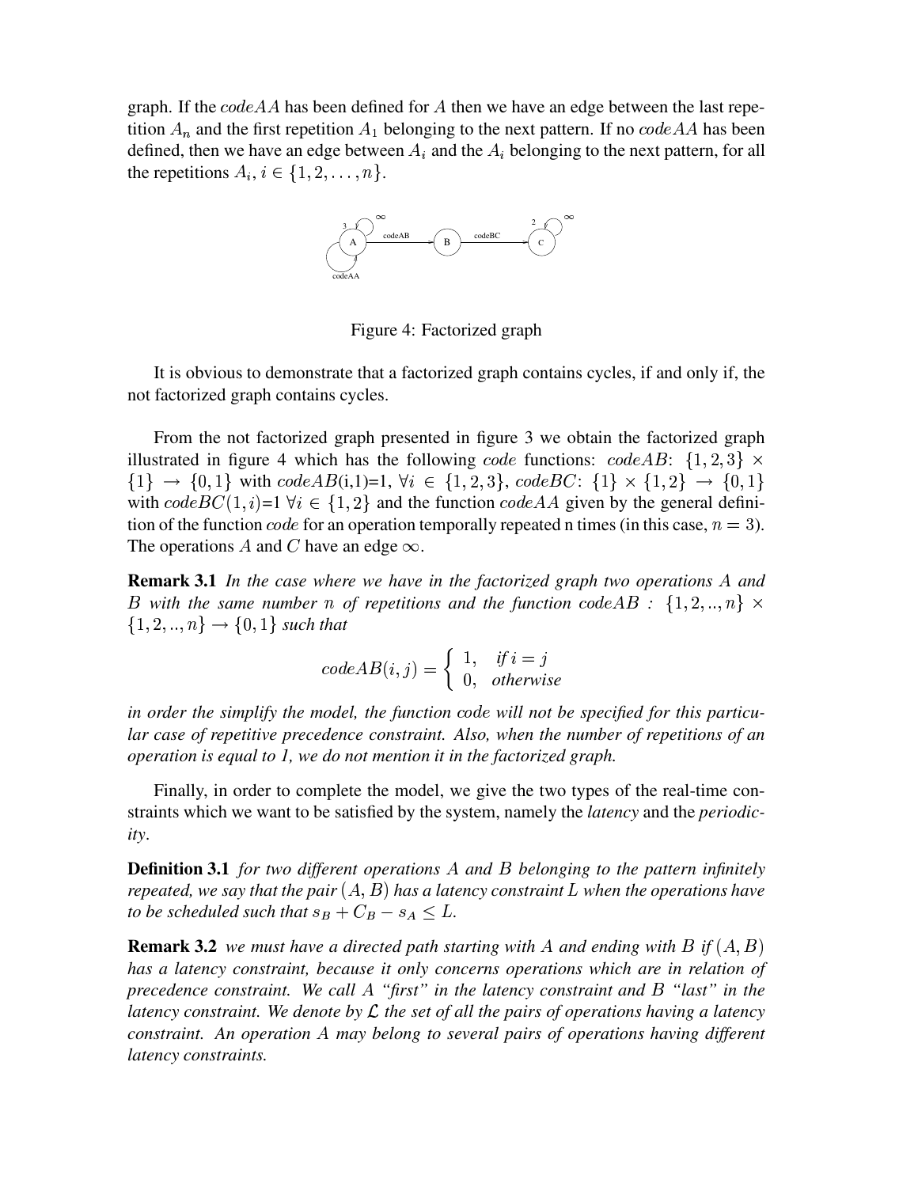graph. If the $codeAA$ has been defined for $A$ then we have an edge between the last repetition $A_n$ and the first repetition $A_1$ belonging to the next pattern. If no $codeAA$ has been defined, then we have an edge between $A_i$ and the $A_i$ belonging to the next pattern, for all the repetitions $A_i$, $i \in \{1, 2, \ldots, n\}$.

Figure 4: Factorized graph

It is obvious to demonstrate that a factorized graph contains cycles, if and only if, the not factorized graph contains cycles.

From the not factorized graph presented in figure 3 we obtain the factorized graph illustrated in figure 4 which has the following *code* functions: $codeAB$: $\{1, 2, 3\} \times \{1\} \rightarrow \{0, 1\}$ with $codeAB$(i,1)=1, $\forall i \in \{1, 2, 3\}$, $codeBC$: $\{1\} \times \{1, 2\} \rightarrow \{0, 1\}$ with $codeBC(1, i)$=1 $\forall i \in \{1, 2\}$ and the function $codeAA$ given by the general definition of the function *code* for an operation temporally repeated n times (in this case, $n = 3$). The operations $A$ and $C$ have an edge $\infty$.

**Remark 3.1** *In the case where we have in the factorized graph two operations $A$ and $B$ with the same number $n$ of repetitions and the function $codeAB$ : $\{1, 2, .., n\} \times \{1, 2, .., n\} \rightarrow \{0, 1\}$ such that*

$$codeAB(i, j) = \begin{cases} 1, & \text{if } i = j \\ 0, & \text{otherwise} \end{cases}$$

*in order the simplify the model, the function code will not be specified for this particular case of repetitive precedence constraint. Also, when the number of repetitions of an operation is equal to 1, we do not mention it in the factorized graph.*

Finally, in order to complete the model, we give the two types of the real-time constraints which we want to be satisfied by the system, namely the *latency* and the *periodicity*.

**Definition 3.1** *for two different operations $A$ and $B$ belonging to the pattern infinitely repeated, we say that the pair $(A, B)$ has a latency constraint $L$ when the operations have to be scheduled such that $s_B + C_B - s_A \leq L$.*

**Remark 3.2** *we must have a directed path starting with $A$ and ending with $B$ if $(A, B)$ has a latency constraint, because it only concerns operations which are in relation of precedence constraint. We call $A$ "first" in the latency constraint and $B$ "last" in the latency constraint. We denote by $\mathcal{L}$ the set of all the pairs of operations having a latency constraint. An operation $A$ may belong to several pairs of operations having different latency constraints.*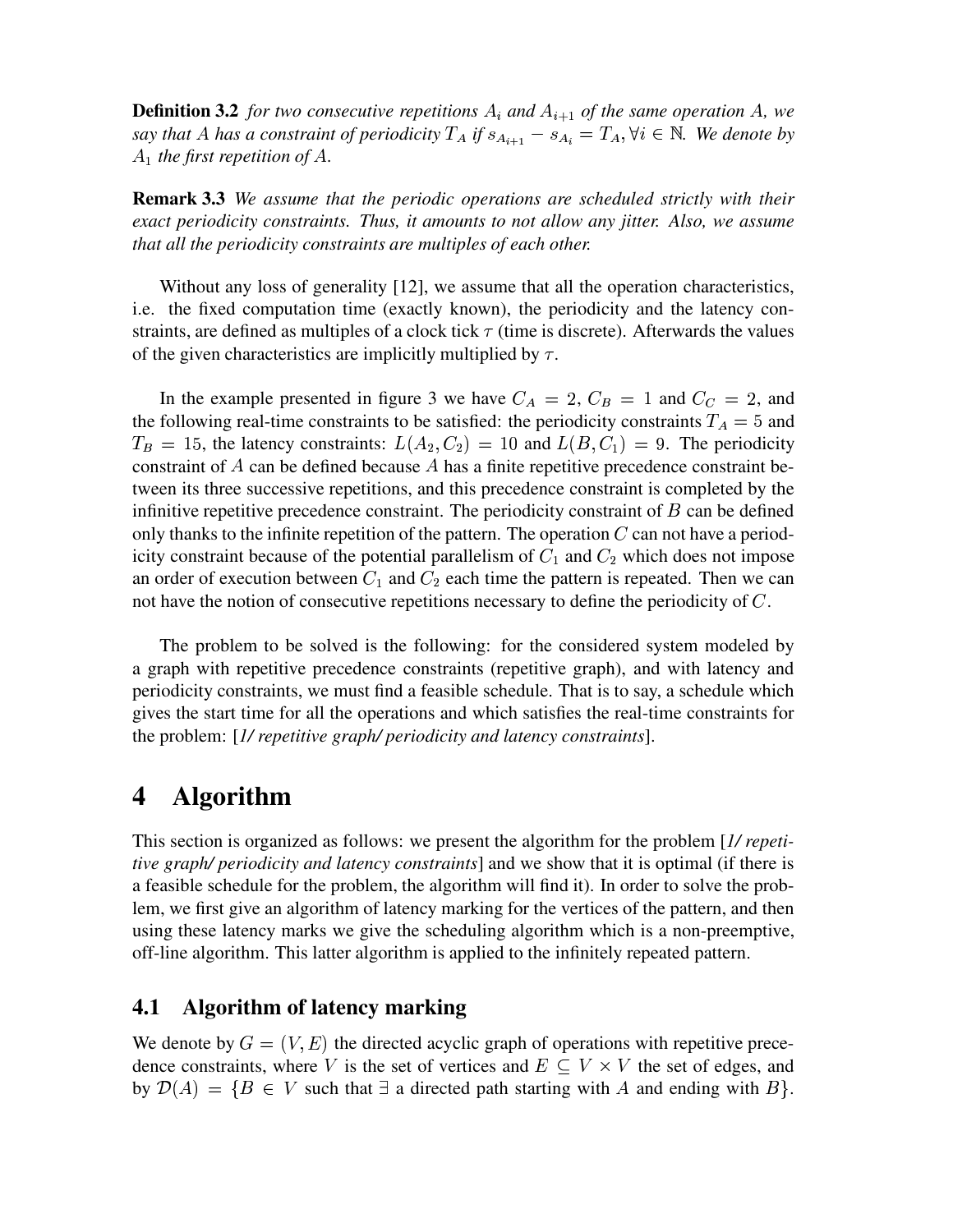**Definition 3.2** *for two consecutive repetitions $A_i$ and $A_{i+1}$ of the same operation $A$, we say that $A$ has a constraint of periodicity $T_A$ if $s_{A_{i+1}} - s_{A_i} = T_A, \forall i \in \mathbb{N}$. We denote by $A_1$ the first repetition of $A$.*

**Remark 3.3** *We assume that the periodic operations are scheduled strictly with their exact periodicity constraints. Thus, it amounts to not allow any jitter. Also, we assume that all the periodicity constraints are multiples of each other.*

Without any loss of generality [12], we assume that all the operation characteristics, i.e. the fixed computation time (exactly known), the periodicity and the latency constraints, are defined as multiples of a clock tick $\tau$ (time is discrete). Afterwards the values of the given characteristics are implicitly multiplied by $\tau$.

In the example presented in figure 3 we have $C_A = 2$, $C_B = 1$ and $C_C = 2$, and the following real-time constraints to be satisfied: the periodicity constraints $T_A = 5$ and $T_B = 15$, the latency constraints: $L(A_2, C_2) = 10$ and $L(B, C_1) = 9$. The periodicity constraint of $A$ can be defined because $A$ has a finite repetitive precedence constraint between its three successive repetitions, and this precedence constraint is completed by the infinitive repetitive precedence constraint. The periodicity constraint of $B$ can be defined only thanks to the infinite repetition of the pattern. The operation $C$ can not have a periodicity constraint because of the potential parallelism of $C_1$ and $C_2$ which does not impose an order of execution between $C_1$ and $C_2$ each time the pattern is repeated. Then we can not have the notion of consecutive repetitions necessary to define the periodicity of $C$.

The problem to be solved is the following: for the considered system modeled by a graph with repetitive precedence constraints (repetitive graph), and with latency and periodicity constraints, we must find a feasible schedule. That is to say, a schedule which gives the start time for all the operations and which satisfies the real-time constraints for the problem: [*1/ repetitive graph/ periodicity and latency constraints*].

# 4 Algorithm

This section is organized as follows: we present the algorithm for the problem [*1/ repetitive graph/ periodicity and latency constraints*] and we show that it is optimal (if there is a feasible schedule for the problem, the algorithm will find it). In order to solve the problem, we first give an algorithm of latency marking for the vertices of the pattern, and then using these latency marks we give the scheduling algorithm which is a non-preemptive, off-line algorithm. This latter algorithm is applied to the infinitely repeated pattern.

## 4.1 Algorithm of latency marking

We denote by $G = (V, E)$ the directed acyclic graph of operations with repetitive precedence constraints, where $V$ is the set of vertices and $E \subseteq V \times V$ the set of edges, and by $\mathcal{D}(A) = \{B \in V$ such that $\exists$ a directed path starting with $A$ and ending with $B\}$.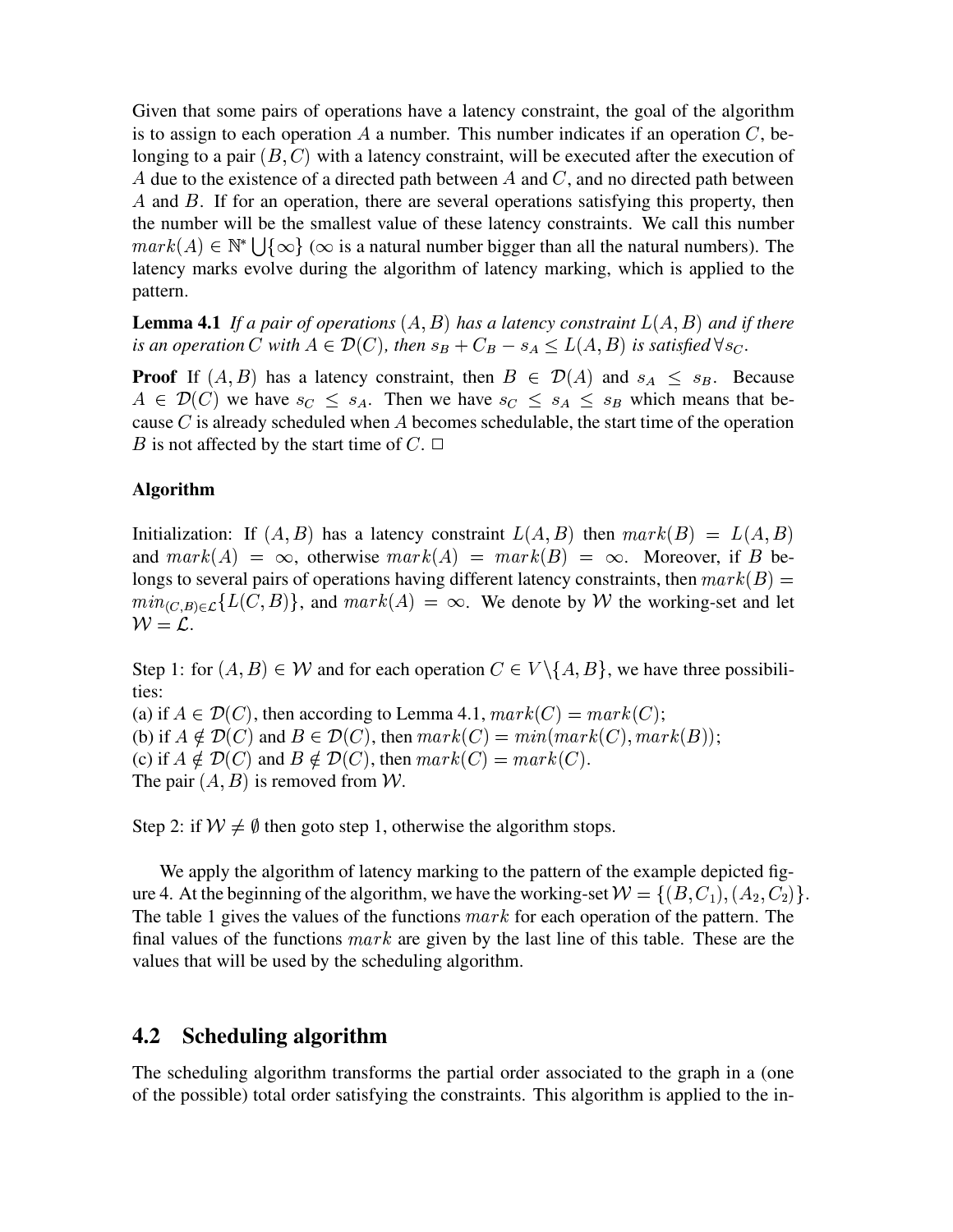Given that some pairs of operations have a latency constraint, the goal of the algorithm is to assign to each operation $A$ a number. This number indicates if an operation $C$, belonging to a pair $(B, C)$ with a latency constraint, will be executed after the execution of $A$ due to the existence of a directed path between $A$ and $C$, and no directed path between $A$ and $B$. If for an operation, there are several operations satisfying this property, then the number will be the smallest value of these latency constraints. We call this number $mark(A) \in \mathbb{N}^* \bigcup \{\infty\}$ ($\infty$ is a natural number bigger than all the natural numbers). The latency marks evolve during the algorithm of latency marking, which is applied to the pattern.

**Lemma 4.1** *If a pair of operations $(A, B)$ has a latency constraint $L(A, B)$ and if there is an operation $C$ with $A \in \mathcal{D}(C)$, then $s_B + C_B - s_A \leq L(A, B)$ is satisfied $\forall s_C$.*

**Proof** If $(A, B)$ has a latency constraint, then $B \in \mathcal{D}(A)$ and $s_A \leq s_B$. Because $A \in \mathcal{D}(C)$ we have $s_C \leq s_A$. Then we have $s_C \leq s_A \leq s_B$ which means that because $C$ is already scheduled when $A$ becomes schedulable, the start time of the operation $B$ is not affected by the start time of $C$. $\square$

#### Algorithm

Initialization: If $(A, B)$ has a latency constraint $L(A, B)$ then $mark(B) = L(A, B)$ and $mark(A) = \infty$, otherwise $mark(A) = mark(B) = \infty$. Moreover, if $B$ belongs to several pairs of operations having different latency constraints, then $mark(B) = min_{(C,B) \in \mathcal{L}}\{L(C, B)\}$, and $mark(A) = \infty$. We denote by $\mathcal{W}$ the working-set and let $\mathcal{W} = \mathcal{L}$.

Step 1: for $(A, B) \in \mathcal{W}$ and for each operation $C \in V \setminus \{A, B\}$, we have three possibilities:
(a) if $A \in \mathcal{D}(C)$, then according to Lemma 4.1, $mark(C) = mark(C)$;
(b) if $A \notin \mathcal{D}(C)$ and $B \in \mathcal{D}(C)$, then $mark(C) = min(mark(C), mark(B))$;
(c) if $A \notin \mathcal{D}(C)$ and $B \notin \mathcal{D}(C)$, then $mark(C) = mark(C)$.
The pair $(A, B)$ is removed from $\mathcal{W}$.

Step 2: if $\mathcal{W} \neq \emptyset$ then goto step 1, otherwise the algorithm stops.

We apply the algorithm of latency marking to the pattern of the example depicted figure 4. At the beginning of the algorithm, we have the working-set $\mathcal{W} = \{(B, C_1), (A_2, C_2)\}$. The table 1 gives the values of the functions $mark$ for each operation of the pattern. The final values of the functions $mark$ are given by the last line of this table. These are the values that will be used by the scheduling algorithm.

## 4.2 Scheduling algorithm

The scheduling algorithm transforms the partial order associated to the graph in a (one of the possible) total order satisfying the constraints. This algorithm is applied to the in-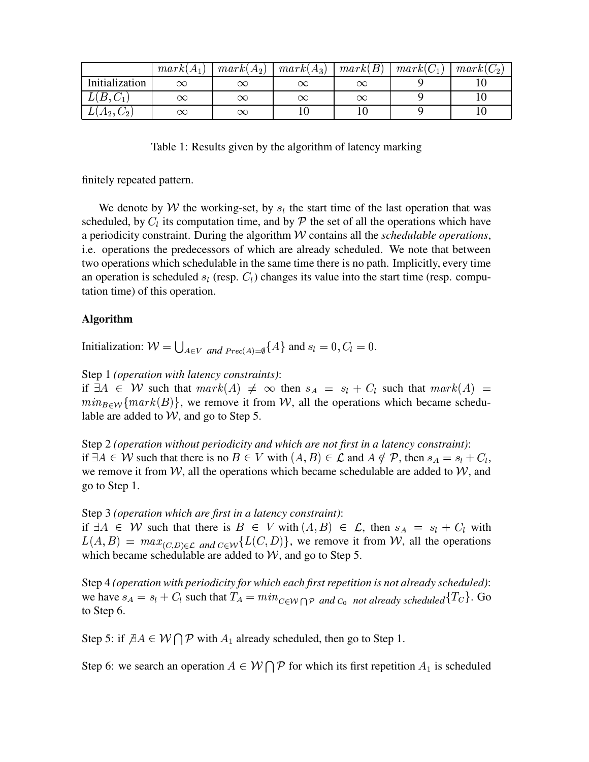|  | $mark(A_1)$ | $mark(A_2)$ | $mark(A_3)$ | $mark(B)$ | $mark(C_1)$ | $mark(C_2)$ |
|---|---|---|---|---|---|---|
| Initialization | $\infty$ | $\infty$ | $\infty$ | $\infty$ | 9 | 10 |
| $L(B, C_1)$ | $\infty$ | $\infty$ | $\infty$ | $\infty$ | 9 | 10 |
| $L(A_2, C_2)$ | $\infty$ | $\infty$ | 10 | 10 | 9 | 10 |

Table 1: Results given by the algorithm of latency marking

finitely repeated pattern.

We denote by $\mathcal{W}$ the working-set, by $s_l$ the start time of the last operation that was scheduled, by $C_l$ its computation time, and by $\mathcal{P}$ the set of all the operations which have a periodicity constraint. During the algorithm $\mathcal{W}$ contains all the *schedulable operations*, i.e. operations the predecessors of which are already scheduled. We note that between two operations which schedulable in the same time there is no path. Implicitly, every time an operation is scheduled $s_l$ (resp. $C_l$) changes its value into the start time (resp. computation time) of this operation.

**Algorithm**

Initialization: $\mathcal{W} = \bigcup_{A \in V \text{ and } Prec(A)=\emptyset} \{A\}$ and $s_l = 0, C_l = 0$.

Step 1 *(operation with latency constraints)*:
if $\exists A \in \mathcal{W}$ such that $mark(A) \neq \infty$ then $s_A = s_l + C_l$ such that $mark(A) = min_{B \in \mathcal{W}}\{mark(B)\}$, we remove it from $\mathcal{W}$, all the operations which became schedulable are added to $\mathcal{W}$, and go to Step 5.

Step 2 *(operation without periodicity and which are not first in a latency constraint)*:
if $\exists A \in \mathcal{W}$ such that there is no $B \in V$ with $(A, B) \in \mathcal{L}$ and $A \notin \mathcal{P}$, then $s_A = s_l + C_l$, we remove it from $\mathcal{W}$, all the operations which became schedulable are added to $\mathcal{W}$, and go to Step 1.

Step 3 *(operation which are first in a latency constraint)*:
if $\exists A \in \mathcal{W}$ such that there is $B \in V$ with $(A, B) \in \mathcal{L}$, then $s_A = s_l + C_l$ with $L(A, B) = max_{(C,D) \in \mathcal{L} \text{ and } C \in \mathcal{W}}\{L(C, D)\}$, we remove it from $\mathcal{W}$, all the operations which became schedulable are added to $\mathcal{W}$, and go to Step 5.

Step 4 *(operation with periodicity for which each first repetition is not already scheduled)*:
we have $s_A = s_l + C_l$ such that $T_A = min_{C \in \mathcal{W} \bigcap \mathcal{P} \text{ and } C_0 \text{ not already scheduled}}\{T_C\}$. Go to Step 6.

Step 5: if $\nexists A \in \mathcal{W} \bigcap \mathcal{P}$ with $A_1$ already scheduled, then go to Step 1.

Step 6: we search an operation $A \in \mathcal{W} \bigcap \mathcal{P}$ for which its first repetition $A_1$ is scheduled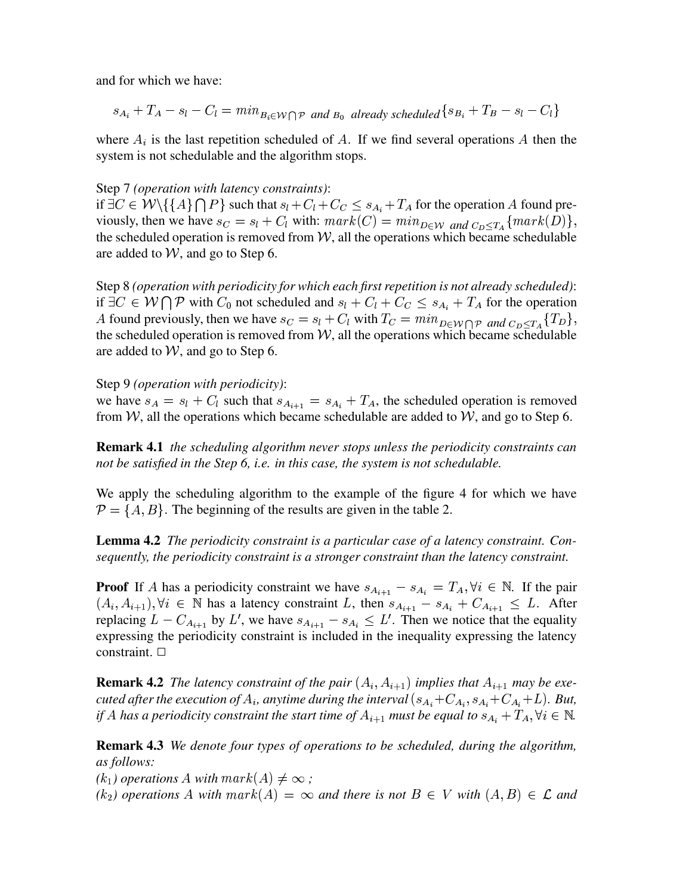and for which we have:

$$s_{A_i} + T_A - s_l - C_l = min_{B_i \in \mathcal{W} \bigcap \mathcal{P} \text{ and } B_0 \text{ already scheduled}} \{s_{B_i} + T_B - s_l - C_l\}$$

where $A_i$ is the last repetition scheduled of $A$. If we find several operations $A$ then the system is not schedulable and the algorithm stops.

Step 7 *(operation with latency constraints)*:
if $\exists C \in \mathcal{W} \backslash \{\{A\} \bigcap P\}$ such that $s_l + C_l + C_C \leq s_{A_i} + T_A$ for the operation $A$ found previously, then we have $s_C = s_l + C_l$ with: $mark(C) = min_{D \in \mathcal{W} \text{ and } C_D \leq T_A}\{mark(D)\}$, the scheduled operation is removed from $\mathcal{W}$, all the operations which became schedulable are added to $\mathcal{W}$, and go to Step 6.

Step 8 *(operation with periodicity for which each first repetition is not already scheduled)*:
if $\exists C \in \mathcal{W} \bigcap \mathcal{P}$ with $C_0$ not scheduled and $s_l + C_l + C_C \leq s_{A_i} + T_A$ for the operation $A$ found previously, then we have $s_C = s_l + C_l$ with $T_C = min_{D \in \mathcal{W} \bigcap \mathcal{P} \text{ and } C_D \leq T_A}\{T_D\}$, the scheduled operation is removed from $\mathcal{W}$, all the operations which became schedulable are added to $\mathcal{W}$, and go to Step 6.

Step 9 *(operation with periodicity)*:
we have $s_A = s_l + C_l$ such that $s_{A_{i+1}} = s_{A_i} + T_A$, the scheduled operation is removed from $\mathcal{W}$, all the operations which became schedulable are added to $\mathcal{W}$, and go to Step 6.

**Remark 4.1** *the scheduling algorithm never stops unless the periodicity constraints can not be satisfied in the Step 6, i.e. in this case, the system is not schedulable.*

We apply the scheduling algorithm to the example of the figure 4 for which we have $\mathcal{P} = \{A, B\}$. The beginning of the results are given in the table 2.

**Lemma 4.2** *The periodicity constraint is a particular case of a latency constraint. Consequently, the periodicity constraint is a stronger constraint than the latency constraint.*

**Proof** If $A$ has a periodicity constraint we have $s_{A_{i+1}} - s_{A_i} = T_A, \forall i \in \mathbb{N}$. If the pair $(A_i, A_{i+1}), \forall i \in \mathbb{N}$ has a latency constraint $L$, then $s_{A_{i+1}} - s_{A_i} + C_{A_{i+1}} \leq L$. After replacing $L - C_{A_{i+1}}$ by $L'$, we have $s_{A_{i+1}} - s_{A_i} \leq L'$. Then we notice that the equality expressing the periodicity constraint is included in the inequality expressing the latency constraint. $\Box$

**Remark 4.2** *The latency constraint of the pair $(A_i, A_{i+1})$ implies that $A_{i+1}$ may be executed after the execution of $A_i$, anytime during the interval $(s_{A_i} + C_{A_i}, s_{A_i} + C_{A_i} + L)$. But, if $A$ has a periodicity constraint the start time of $A_{i+1}$ must be equal to $s_{A_i} + T_A, \forall i \in \mathbb{N}$.*

**Remark 4.3** *We denote four types of operations to be scheduled, during the algorithm, as follows:*
*($k_1$) operations $A$ with $mark(A) \neq \infty$ ;*
*($k_2$) operations $A$ with $mark(A) = \infty$ and there is not $B \in V$ with $(A, B) \in \mathcal{L}$ and*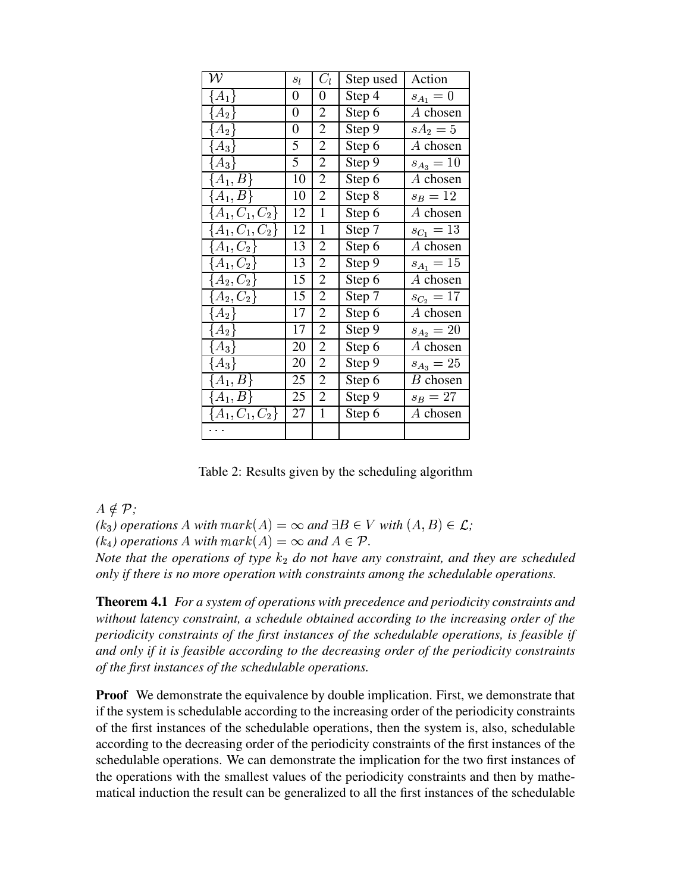| $\mathcal{W}$ | $s_l$ | $C_l$ | Step used | Action |
|---|---|---|---|---|
| $\{A_1\}$ | 0 | 0 | Step 4 | $s_{A_1} = 0$ |
| $\{A_2\}$ | 0 | 2 | Step 6 | $A$ chosen |
| $\{A_2\}$ | 0 | 2 | Step 9 | $sA_2 = 5$ |
| $\{A_3\}$ | 5 | 2 | Step 6 | $A$ chosen |
| $\{A_3\}$ | 5 | 2 | Step 9 | $s_{A_3} = 10$ |
| $\{A_1, B\}$ | 10 | 2 | Step 6 | $A$ chosen |
| $\{A_1, B\}$ | 10 | 2 | Step 8 | $s_B = 12$ |
| $\{A_1, C_1, C_2\}$ | 12 | 1 | Step 6 | $A$ chosen |
| $\{A_1, C_1, C_2\}$ | 12 | 1 | Step 7 | $s_{C_1} = 13$ |
| $\{A_1, C_2\}$ | 13 | 2 | Step 6 | $A$ chosen |
| $\{A_1, C_2\}$ | 13 | 2 | Step 9 | $s_{A_1} = 15$ |
| $\{A_2, C_2\}$ | 15 | 2 | Step 6 | $A$ chosen |
| $\{A_2, C_2\}$ | 15 | 2 | Step 7 | $s_{C_2} = 17$ |
| $\{A_2\}$ | 17 | 2 | Step 6 | $A$ chosen |
| $\{A_2\}$ | 17 | 2 | Step 9 | $s_{A_2} = 20$ |
| $\{A_3\}$ | 20 | 2 | Step 6 | $A$ chosen |
| $\{A_3\}$ | 20 | 2 | Step 9 | $s_{A_3} = 25$ |
| $\{A_1, B\}$ | 25 | 2 | Step 6 | $B$ chosen |
| $\{A_1, B\}$ | 25 | 2 | Step 9 | $s_B = 27$ |
| $\{A_1, C_1, C_2\}$ | 27 | 1 | Step 6 | $A$ chosen |
| ... | | | | |

Table 2: Results given by the scheduling algorithm

*$A \notin \mathcal{P}$;*
*($k_3$) operations $A$ with $mark(A) = \infty$ and $\exists B \in V$ with $(A, B) \in \mathcal{L}$;*
*($k_4$) operations $A$ with $mark(A) = \infty$ and $A \in \mathcal{P}$.*
*Note that the operations of type $k_2$ do not have any constraint, and they are scheduled only if there is no more operation with constraints among the schedulable operations.*

**Theorem 4.1** *For a system of operations with precedence and periodicity constraints and without latency constraint, a schedule obtained according to the increasing order of the periodicity constraints of the first instances of the schedulable operations, is feasible if and only if it is feasible according to the decreasing order of the periodicity constraints of the first instances of the schedulable operations.*

**Proof** We demonstrate the equivalence by double implication. First, we demonstrate that if the system is schedulable according to the increasing order of the periodicity constraints of the first instances of the schedulable operations, then the system is, also, schedulable according to the decreasing order of the periodicity constraints of the first instances of the schedulable operations. We can demonstrate the implication for the two first instances of the operations with the smallest values of the periodicity constraints and then by mathematical induction the result can be generalized to all the first instances of the schedulable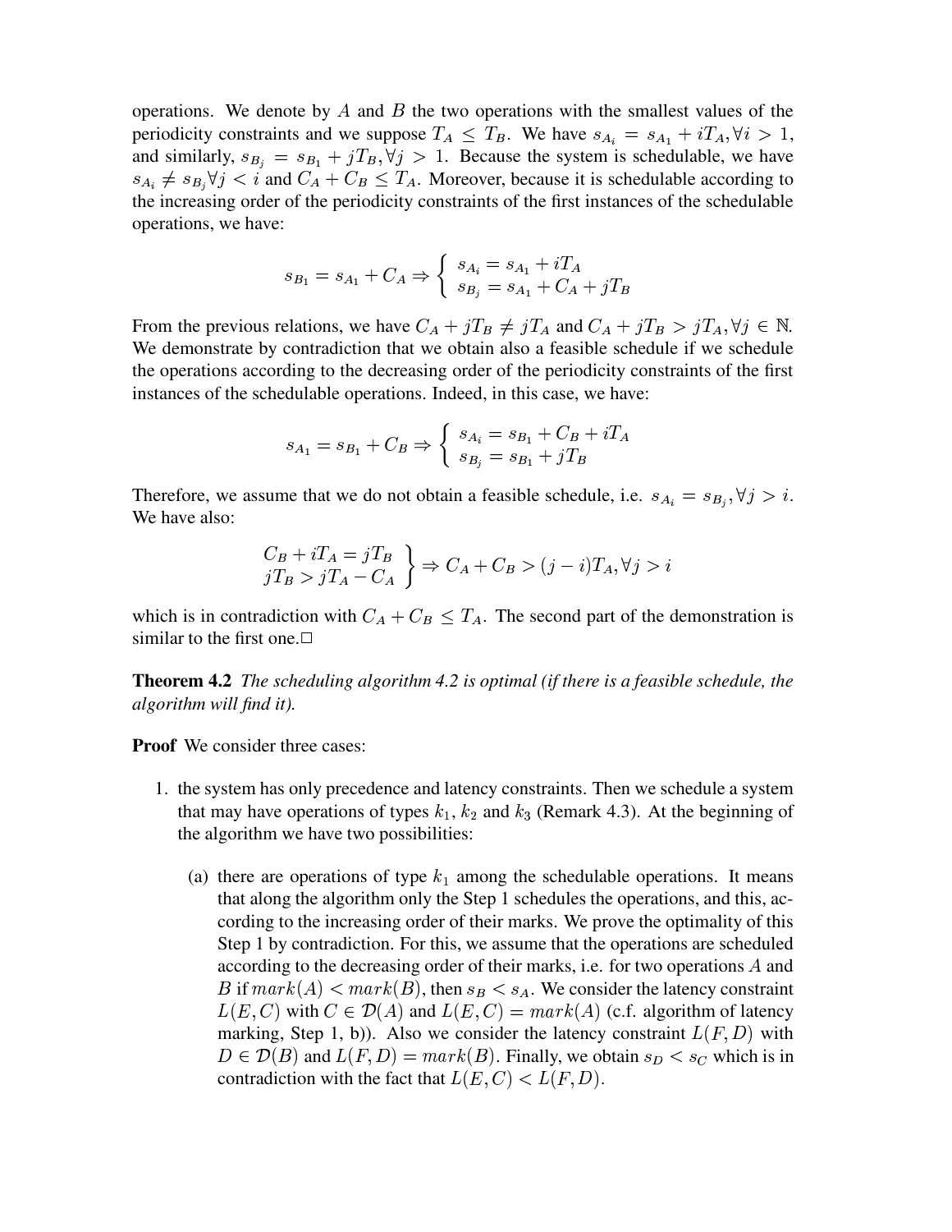operations. We denote by $A$ and $B$ the two operations with the smallest values of the periodicity constraints and we suppose $T_A \leq T_B$. We have $s_{A_i} = s_{A_1} + iT_A, \forall i > 1$, and similarly, $s_{B_j} = s_{B_1} + jT_B, \forall j > 1$. Because the system is schedulable, we have $s_{A_i} \neq s_{B_j} \forall j < i$ and $C_A + C_B \leq T_A$. Moreover, because it is schedulable according to the increasing order of the periodicity constraints of the first instances of the schedulable operations, we have:

$$s_{B_1} = s_{A_1} + C_A \Rightarrow \left\{ \begin{array}{l} s_{A_i} = s_{A_1} + iT_A \\ s_{B_j} = s_{A_1} + C_A + jT_B \end{array} \right.$$

From the previous relations, we have $C_A + jT_B \neq jT_A$ and $C_A + jT_B > jT_A, \forall j \in \mathbb{N}$. We demonstrate by contradiction that we obtain also a feasible schedule if we schedule the operations according to the decreasing order of the periodicity constraints of the first instances of the schedulable operations. Indeed, in this case, we have:

$$s_{A_1} = s_{B_1} + C_B \Rightarrow \left\{ \begin{array}{l} s_{A_i} = s_{B_1} + C_B + iT_A \\ s_{B_j} = s_{B_1} + jT_B \end{array} \right.$$

Therefore, we assume that we do not obtain a feasible schedule, i.e. $s_{A_i} = s_{B_j}, \forall j > i$. We have also:

$$\left. \begin{array}{l} C_B + iT_A = jT_B \\ jT_B > jT_A - C_A \end{array} \right\} \Rightarrow C_A + C_B > (j - i)T_A, \forall j > i$$

which is in contradiction with $C_A + C_B \leq T_A$. The second part of the demonstration is similar to the first one.□

**Theorem 4.2** *The scheduling algorithm 4.2 is optimal (if there is a feasible schedule, the algorithm will find it).*

**Proof** We consider three cases:

1. the system has only precedence and latency constraints. Then we schedule a system that may have operations of types $k_1$, $k_2$ and $k_3$ (Remark 4.3). At the beginning of the algorithm we have two possibilities:

   (a) there are operations of type $k_1$ among the schedulable operations. It means that along the algorithm only the Step 1 schedules the operations, and this, according to the increasing order of their marks. We prove the optimality of this Step 1 by contradiction. For this, we assume that the operations are scheduled according to the decreasing order of their marks, i.e. for two operations $A$ and $B$ if $mark(A) < mark(B)$, then $s_B < s_A$. We consider the latency constraint $L(E, C)$ with $C \in \mathcal{D}(A)$ and $L(E, C) = mark(A)$ (c.f. algorithm of latency marking, Step 1, b)). Also we consider the latency constraint $L(F, D)$ with $D \in \mathcal{D}(B)$ and $L(F, D) = mark(B)$. Finally, we obtain $s_D < s_C$ which is in contradiction with the fact that $L(E, C) < L(F, D)$.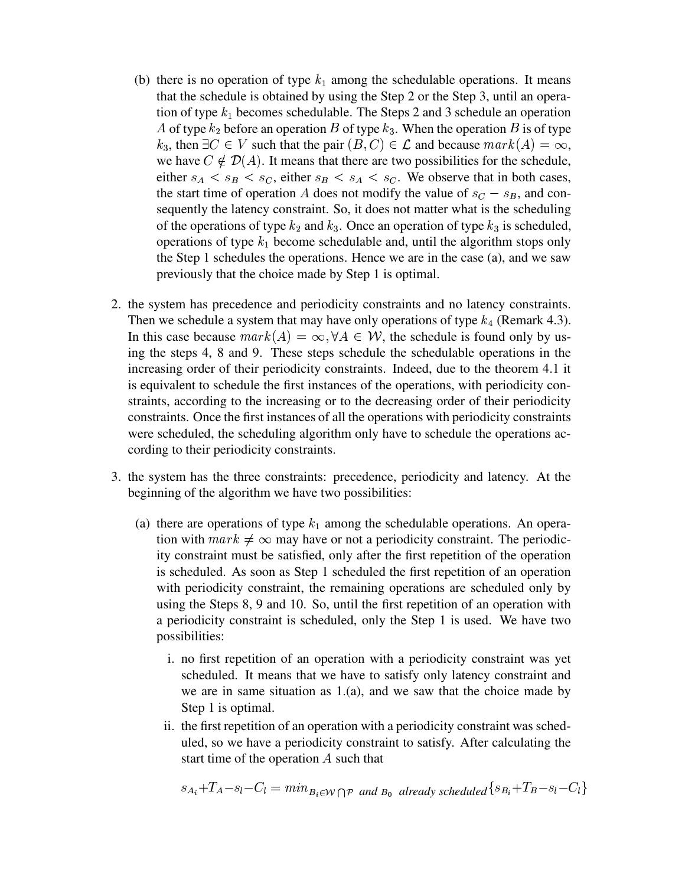(b) there is no operation of type $k_1$ among the schedulable operations. It means that the schedule is obtained by using the Step 2 or the Step 3, until an operation of type $k_1$ becomes schedulable. The Steps 2 and 3 schedule an operation $A$ of type $k_2$ before an operation $B$ of type $k_3$. When the operation $B$ is of type $k_3$, then $\exists C \in V$ such that the pair $(B, C) \in \mathcal{L}$ and because $mark(A) = \infty$, we have $C \notin \mathcal{D}(A)$. It means that there are two possibilities for the schedule, either $s_A < s_B < s_C$, either $s_B < s_A < s_C$. We observe that in both cases, the start time of operation $A$ does not modify the value of $s_C - s_B$, and consequently the latency constraint. So, it does not matter what is the scheduling of the operations of type $k_2$ and $k_3$. Once an operation of type $k_3$ is scheduled, operations of type $k_1$ become schedulable and, until the algorithm stops only the Step 1 schedules the operations. Hence we are in the case (a), and we saw previously that the choice made by Step 1 is optimal.

2. the system has precedence and periodicity constraints and no latency constraints. Then we schedule a system that may have only operations of type $k_4$ (Remark 4.3). In this case because $mark(A) = \infty, \forall A \in \mathcal{W}$, the schedule is found only by using the steps 4, 8 and 9. These steps schedule the schedulable operations in the increasing order of their periodicity constraints. Indeed, due to the theorem 4.1 it is equivalent to schedule the first instances of the operations, with periodicity constraints, according to the increasing or to the decreasing order of their periodicity constraints. Once the first instances of all the operations with periodicity constraints were scheduled, the scheduling algorithm only have to schedule the operations according to their periodicity constraints.

3. the system has the three constraints: precedence, periodicity and latency. At the beginning of the algorithm we have two possibilities:

   (a) there are operations of type $k_1$ among the schedulable operations. An operation with $mark \neq \infty$ may have or not a periodicity constraint. The periodicity constraint must be satisfied, only after the first repetition of the operation is scheduled. As soon as Step 1 scheduled the first repetition of an operation with periodicity constraint, the remaining operations are scheduled only by using the Steps 8, 9 and 10. So, until the first repetition of an operation with a periodicity constraint is scheduled, only the Step 1 is used. We have two possibilities:

      i. no first repetition of an operation with a periodicity constraint was yet scheduled. It means that we have to satisfy only latency constraint and we are in same situation as 1.(a), and we saw that the choice made by Step 1 is optimal.

      ii. the first repetition of an operation with a periodicity constraint was scheduled, so we have a periodicity constraint to satisfy. After calculating the start time of the operation $A$ such that

$$s_{A_i} + T_A - s_l - C_l = min_{B_i \in \mathcal{W} \bigcap \mathcal{P} \text{ and } B_0 \text{ already scheduled}} \{s_{B_i} + T_B - s_l - C_l\}$$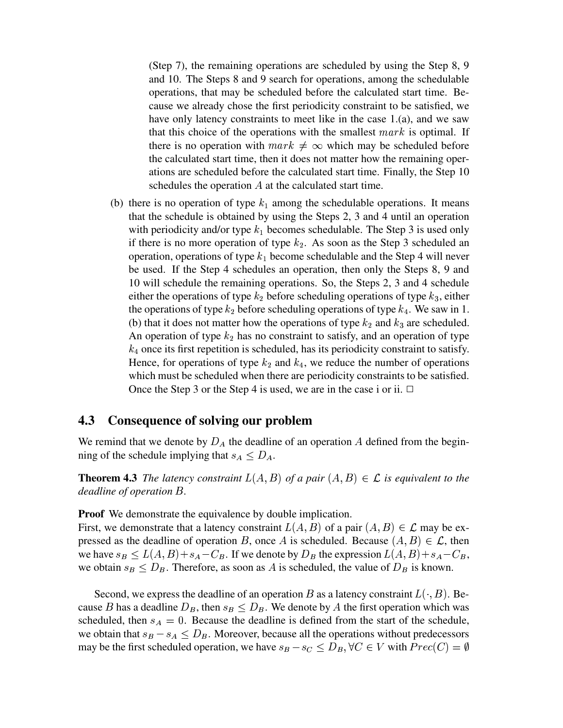(Step 7), the remaining operations are scheduled by using the Step 8, 9 and 10. The Steps 8 and 9 search for operations, among the schedulable operations, that may be scheduled before the calculated start time. Because we already chose the first periodicity constraint to be satisfied, we have only latency constraints to meet like in the case 1.(a), and we saw that this choice of the operations with the smallest $mark$ is optimal. If there is no operation with $mark \neq \infty$ which may be scheduled before the calculated start time, then it does not matter how the remaining operations are scheduled before the calculated start time. Finally, the Step 10 schedules the operation $A$ at the calculated start time.

(b) there is no operation of type $k_1$ among the schedulable operations. It means that the schedule is obtained by using the Steps 2, 3 and 4 until an operation with periodicity and/or type $k_1$ becomes schedulable. The Step 3 is used only if there is no more operation of type $k_2$. As soon as the Step 3 scheduled an operation, operations of type $k_1$ become schedulable and the Step 4 will never be used. If the Step 4 schedules an operation, then only the Steps 8, 9 and 10 will schedule the remaining operations. So, the Steps 2, 3 and 4 schedule either the operations of type $k_2$ before scheduling operations of type $k_3$, either the operations of type $k_2$ before scheduling operations of type $k_4$. We saw in 1.(b) that it does not matter how the operations of type $k_2$ and $k_3$ are scheduled. An operation of type $k_2$ has no constraint to satisfy, and an operation of type $k_4$ once its first repetition is scheduled, has its periodicity constraint to satisfy. Hence, for operations of type $k_2$ and $k_4$, we reduce the number of operations which must be scheduled when there are periodicity constraints to be satisfied. Once the Step 3 or the Step 4 is used, we are in the case i or ii. □

## 4.3 Consequence of solving our problem

We remind that we denote by $D_A$ the deadline of an operation $A$ defined from the beginning of the schedule implying that $s_A \leq D_A$.

**Theorem 4.3** *The latency constraint $L(A, B)$ of a pair $(A, B) \in \mathcal{L}$ is equivalent to the deadline of operation $B$.*

**Proof** We demonstrate the equivalence by double implication.
First, we demonstrate that a latency constraint $L(A, B)$ of a pair $(A, B) \in \mathcal{L}$ may be expressed as the deadline of operation $B$, once $A$ is scheduled. Because $(A, B) \in \mathcal{L}$, then we have $s_B \leq L(A, B) + s_A - C_B$. If we denote by $D_B$ the expression $L(A, B) + s_A - C_B$, we obtain $s_B \leq D_B$. Therefore, as soon as $A$ is scheduled, the value of $D_B$ is known.

Second, we express the deadline of an operation $B$ as a latency constraint $L(\cdot, B)$. Because $B$ has a deadline $D_B$, then $s_B \leq D_B$. We denote by $A$ the first operation which was scheduled, then $s_A = 0$. Because the deadline is defined from the start of the schedule, we obtain that $s_B - s_A \leq D_B$. Moreover, because all the operations without predecessors may be the first scheduled operation, we have $s_B - s_C \leq D_B, \forall C \in V$ with $Prec(C) = \emptyset$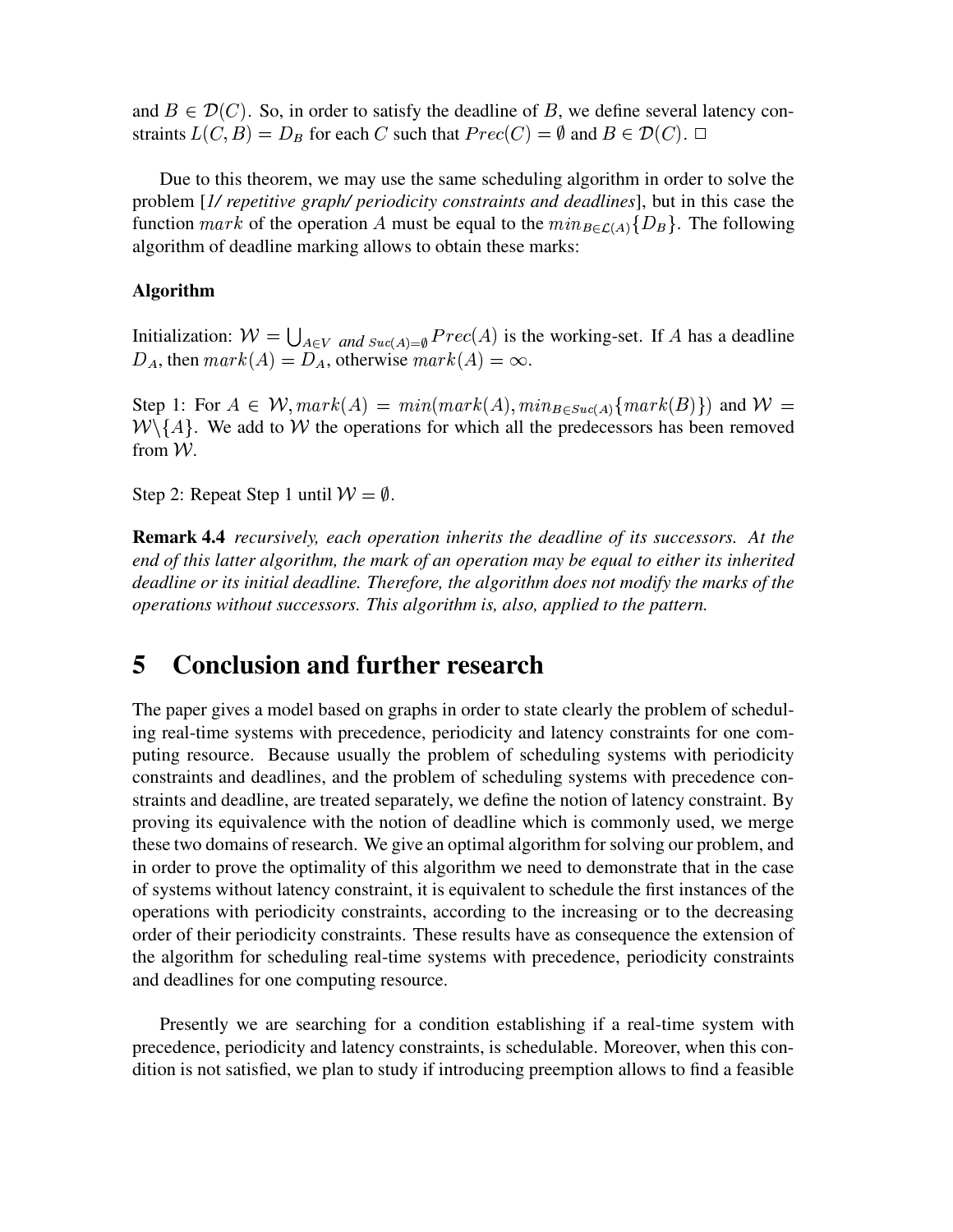and $B \in \mathcal{D}(C)$. So, in order to satisfy the deadline of $B$, we define several latency constraints $L(C, B) = D_B$ for each $C$ such that $Prec(C) = \emptyset$ and $B \in \mathcal{D}(C)$. □

Due to this theorem, we may use the same scheduling algorithm in order to solve the problem [*1/ repetitive graph/ periodicity constraints and deadlines*], but in this case the function $mark$ of the operation $A$ must be equal to the $min_{B \in \mathcal{L}(A)}\{D_B\}$. The following algorithm of deadline marking allows to obtain these marks:

**Algorithm**

Initialization: $\mathcal{W} = \bigcup_{A \in V \text{ and } Suc(A)=\emptyset} Prec(A)$ is the working-set. If $A$ has a deadline $D_A$, then $mark(A) = D_A$, otherwise $mark(A) = \infty$.

Step 1: For $A \in \mathcal{W}, mark(A) = min(mark(A), min_{B \in Suc(A)}\{mark(B)\})$ and $\mathcal{W} = \mathcal{W} \backslash \{A\}$. We add to $\mathcal{W}$ the operations for which all the predecessors has been removed from $\mathcal{W}$.

Step 2: Repeat Step 1 until $\mathcal{W} = \emptyset$.

**Remark 4.4** *recursively, each operation inherits the deadline of its successors. At the end of this latter algorithm, the mark of an operation may be equal to either its inherited deadline or its initial deadline. Therefore, the algorithm does not modify the marks of the operations without successors. This algorithm is, also, applied to the pattern.*

# 5 Conclusion and further research

The paper gives a model based on graphs in order to state clearly the problem of scheduling real-time systems with precedence, periodicity and latency constraints for one computing resource. Because usually the problem of scheduling systems with periodicity constraints and deadlines, and the problem of scheduling systems with precedence constraints and deadline, are treated separately, we define the notion of latency constraint. By proving its equivalence with the notion of deadline which is commonly used, we merge these two domains of research. We give an optimal algorithm for solving our problem, and in order to prove the optimality of this algorithm we need to demonstrate that in the case of systems without latency constraint, it is equivalent to schedule the first instances of the operations with periodicity constraints, according to the increasing or to the decreasing order of their periodicity constraints. These results have as consequence the extension of the algorithm for scheduling real-time systems with precedence, periodicity constraints and deadlines for one computing resource.

Presently we are searching for a condition establishing if a real-time system with precedence, periodicity and latency constraints, is schedulable. Moreover, when this condition is not satisfied, we plan to study if introducing preemption allows to find a feasible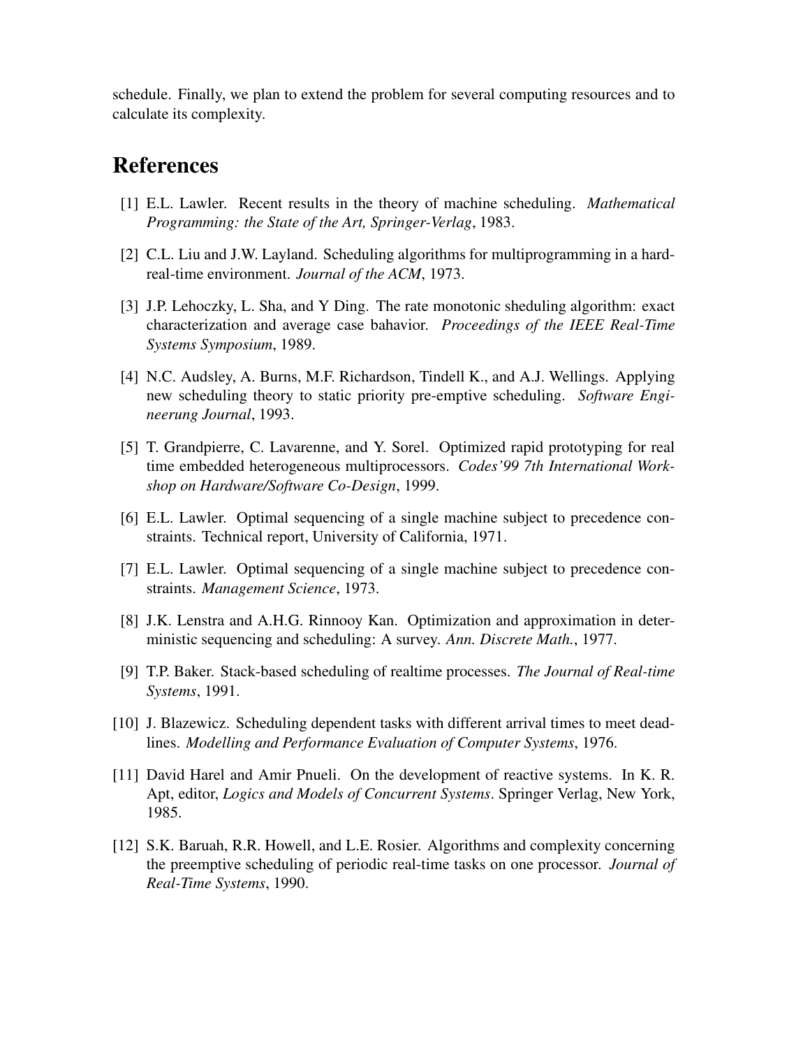schedule. Finally, we plan to extend the problem for several computing resources and to calculate its complexity.

# References

[1] E.L. Lawler. Recent results in the theory of machine scheduling. *Mathematical Programming: the State of the Art, Springer-Verlag*, 1983.

[2] C.L. Liu and J.W. Layland. Scheduling algorithms for multiprogramming in a hard-real-time environment. *Journal of the ACM*, 1973.

[3] J.P. Lehoczky, L. Sha, and Y Ding. The rate monotonic sheduling algorithm: exact characterization and average case bahavior. *Proceedings of the IEEE Real-Time Systems Symposium*, 1989.

[4] N.C. Audsley, A. Burns, M.F. Richardson, Tindell K., and A.J. Wellings. Applying new scheduling theory to static priority pre-emptive scheduling. *Software Engineerung Journal*, 1993.

[5] T. Grandpierre, C. Lavarenne, and Y. Sorel. Optimized rapid prototyping for real time embedded heterogeneous multiprocessors. *Codes'99 7th International Workshop on Hardware/Software Co-Design*, 1999.

[6] E.L. Lawler. Optimal sequencing of a single machine subject to precedence constraints. Technical report, University of California, 1971.

[7] E.L. Lawler. Optimal sequencing of a single machine subject to precedence constraints. *Management Science*, 1973.

[8] J.K. Lenstra and A.H.G. Rinnooy Kan. Optimization and approximation in deterministic sequencing and scheduling: A survey. *Ann. Discrete Math.*, 1977.

[9] T.P. Baker. Stack-based scheduling of realtime processes. *The Journal of Real-time Systems*, 1991.

[10] J. Blazewicz. Scheduling dependent tasks with different arrival times to meet deadlines. *Modelling and Performance Evaluation of Computer Systems*, 1976.

[11] David Harel and Amir Pnueli. On the development of reactive systems. In K. R. Apt, editor, *Logics and Models of Concurrent Systems*. Springer Verlag, New York, 1985.

[12] S.K. Baruah, R.R. Howell, and L.E. Rosier. Algorithms and complexity concerning the preemptive scheduling of periodic real-time tasks on one processor. *Journal of Real-Time Systems*, 1990.